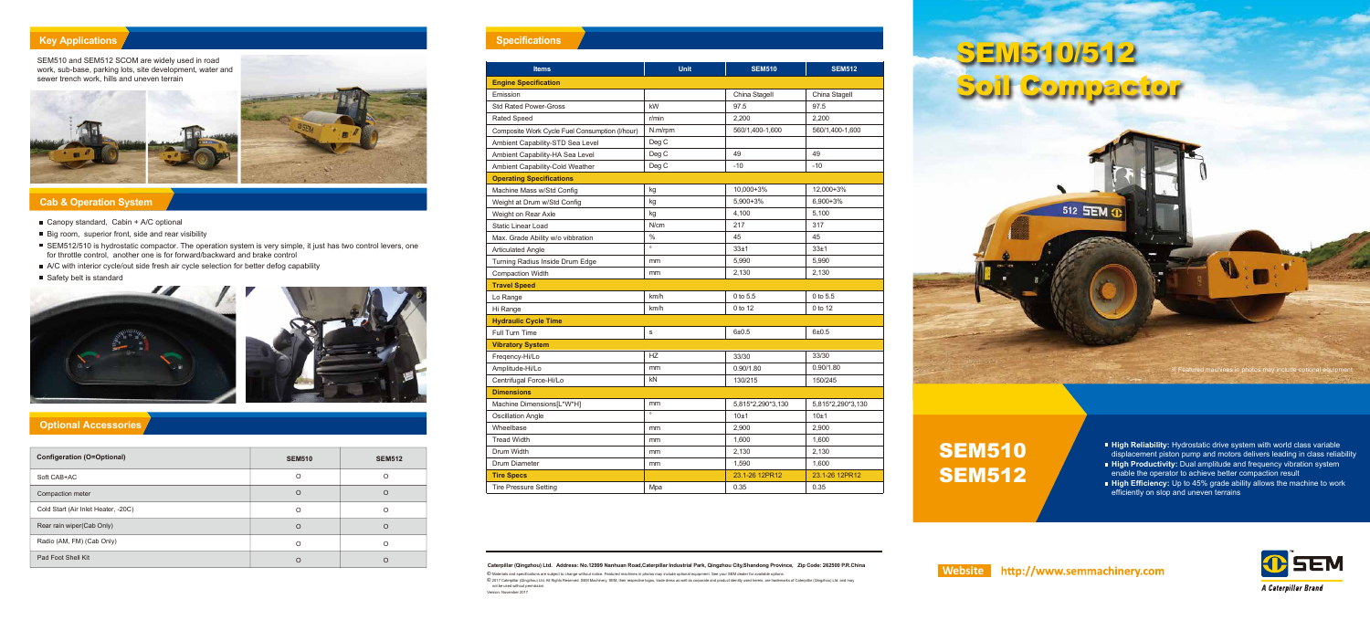## Key Applications

SEM510 and SEM512 SCOM are widely used in road work, sub-base, parking lots, site development, water and sewer trench work, hills and uneven terrain

## Cab & Operation System

- Canopy standard, Cabin + A/C optional
- Big room, superior front, side and rear visibility
- SEM512/510 is hydrostatic compactor. The operation system is very simple, it just has two control levers, one for throttle control, another one is for forward/backward and brake control
- A/C with interior cycle/out side fresh air cycle selection for better defog capability
- Safety belt is standard

## Optional Accessories

| Configuration (O=Optional) | SEM510 | SEM512 |
|---|---|---|
| Soft CAB+AC | O | O |
| Compaction meter | O | O |
| Cold Start (Air Inlet Heater, -20C) | O | O |
| Rear rain wiper(Cab Only) | O | O |
| Radio (AM, FM) (Cab Only) | O | O |
| Pad Foot Shell Kit | O | O |

## Specifications

| Items | Unit | SEM510 | SEM512 |
|---|---|---|---|
| **Engine Specification** | | | |
| Emission | | China StageII | China StageII |
| Std Rated Power-Gross | kW | 97.5 | 97.5 |
| Rated Speed | r/min | 2,200 | 2,200 |
| Composite Work Cycle Fuel Consumption (l/hour) | N.m/rpm | 560/1,400-1,600 | 560/1,400-1,600 |
| Ambient Capability-STD Sea Level | Deg C | | |
| Ambient Capability-HA Sea Level | Deg C | 49 | 49 |
| Ambient Capability-Cold Weather | Deg C | -10 | -10 |
| **Operating Specifications** | | | |
| Machine Mass w/Std Config | kg | 10,000+3% | 12,000+3% |
| Weight at Drum w/Std Config | kg | 5,900+3% | 6,900+3% |
| Weight on Rear Axle | kg | 4,100 | 5,100 |
| Static Linear Load | N/cm | 217 | 317 |
| Max. Grade Ability w/o vibbration | % | 45 | 45 |
| Articulated Angle | ° | 33±1 | 33±1 |
| Turning Radius Inside Drum Edge | mm | 5,990 | 5,990 |
| Compaction Width | mm | 2,130 | 2,130 |
| **Travel Speed** | | | |
| Lo Range | km/h | 0 to 5.5 | 0 to 5.5 |
| Hi Range | km/h | 0 to 12 | 0 to 12 |
| **Hydraulic Cycle Time** | | | |
| Full Turn Time | s | 6±0.5 | 6±0.5 |
| **Vibratory System** | | | |
| Freqency-Hi/Lo | HZ | 33/30 | 33/30 |
| Amplitude-Hi/Lo | mm | 0.90/1.80 | 0.90/1.80 |
| Centrifugal Force-Hi/Lo | kN | 130/215 | 150/245 |
| **Dimensions** | | | |
| Machine Dimensions[L\*W\*H] | mm | 5,815\*2,290\*3,130 | 5,815\*2,290\*3,130 |
| Oscillation Angle | ° | 10±1 | 10±1 |
| Wheelbase | mm | 2,900 | 2,900 |
| Tread Width | mm | 1,600 | 1,600 |
| Drum Width | mm | 2,130 | 2,130 |
| Drum Diameter | mm | 1,590 | 1,600 |
| **Tire Specs** | | 23.1-26 12PR12 | 23.1-26 12PR12 |
| Tire Pressure Setting | Mpa | 0.35 | 0.35 |

**Caterpillar (Qingzhou) Ltd. Address: No.12999 Nanhuan Road,Caterpillar Industrial Park, Qingzhou City,Shandong Province, Zip Code: 262500 P.R.China**

© Materials and specifications are subject to change without notice. Featured machines in photos may include optional equipment. See your SEM dealer for available options.

© 2017 Caterpillar (Qingzhou) Ltd. All Rights Reserved. SEM Machinery, SEM, their respective logos, trade dress as well as corporate and product identity used herein, are trademarks of Caterpillar (Qingzhou) Ltd. and may not be used without permission.

Version: November 2017

# SEM510/512 Soil Compactor

※ Featured machines in photos may include optional equipment

# SEM510 SEM512

- **High Reliability:** Hydrostatic drive system with world class variable displacement piston pump and motors delivers leading in class reliability
- **High Productivity:** Dual amplitude and frequency vibration system enable the operator to achieve better compaction result
- **High Efficiency:** Up to 45% grade ability allows the machine to work efficiently on slop and uneven terrains

Website http://www.semmachinery.com

SEM A Caterpillar Brand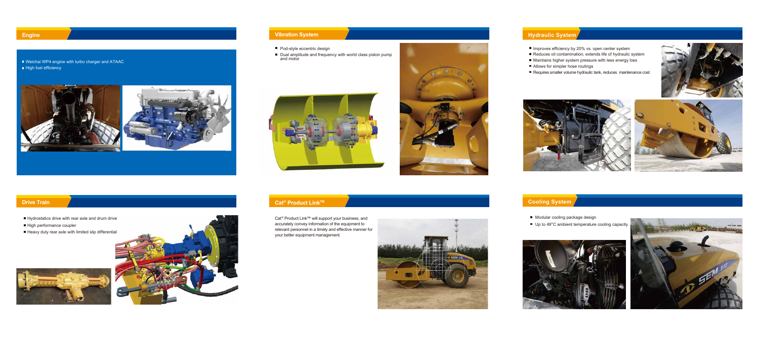## Engine

- Weichai WP4 engine with turbo charger and ATAAC
- High fuel efficiency

## Drive Train

- Hydrostatics drive with rear axle and drum drive
- High performance coupler
- Heavy duty rear axle with limited slip differential

## Vibration System

- Pod-style eccentric design
- Dual amplitude and frequency with world class piston pump and motor

## Cat® Product Link™

Cat® Product Link™ will support your business, and accurately convey information of the equipment to relevant personnel in a timely and effective manner for your better equipment management.

## Hydraulic System

- Improves efficiency by 20% vs. open center system
- Reduces oil contamination, extends life of hydraulic system
- Maintains higher system pressure with less energy loss
- Allows for simpler hose routings
- Requires smaller volume hydraulic tank, reduces maintenance cost

## Cooling System

- Modular cooling package design
- Up to 49°C ambient temperature cooling capacity